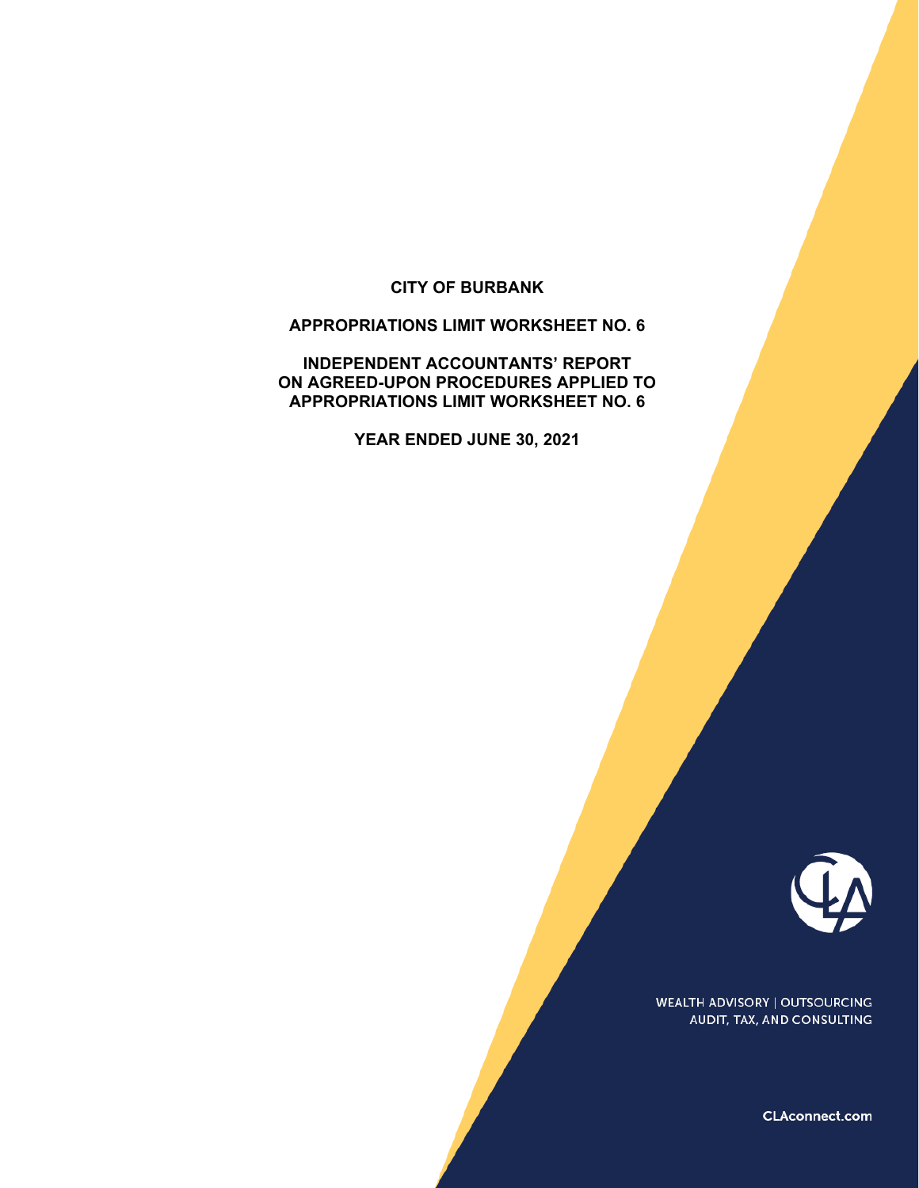# CITY OF BURBANK

## APPROPRIATIONS LIMIT WORKSHEET NO. 6

## INDEPENDENT ACCOUNTANTS' REPORT ON AGREED-UPON PROCEDURES APPLIED TO APPROPRIATIONS LIMIT WORKSHEET NO. 6

## YEAR ENDED JUNE 30, 2021

WEALTH ADVISORY | OUTSOURCING
AUDIT, TAX, AND CONSULTING

CLAconnect.com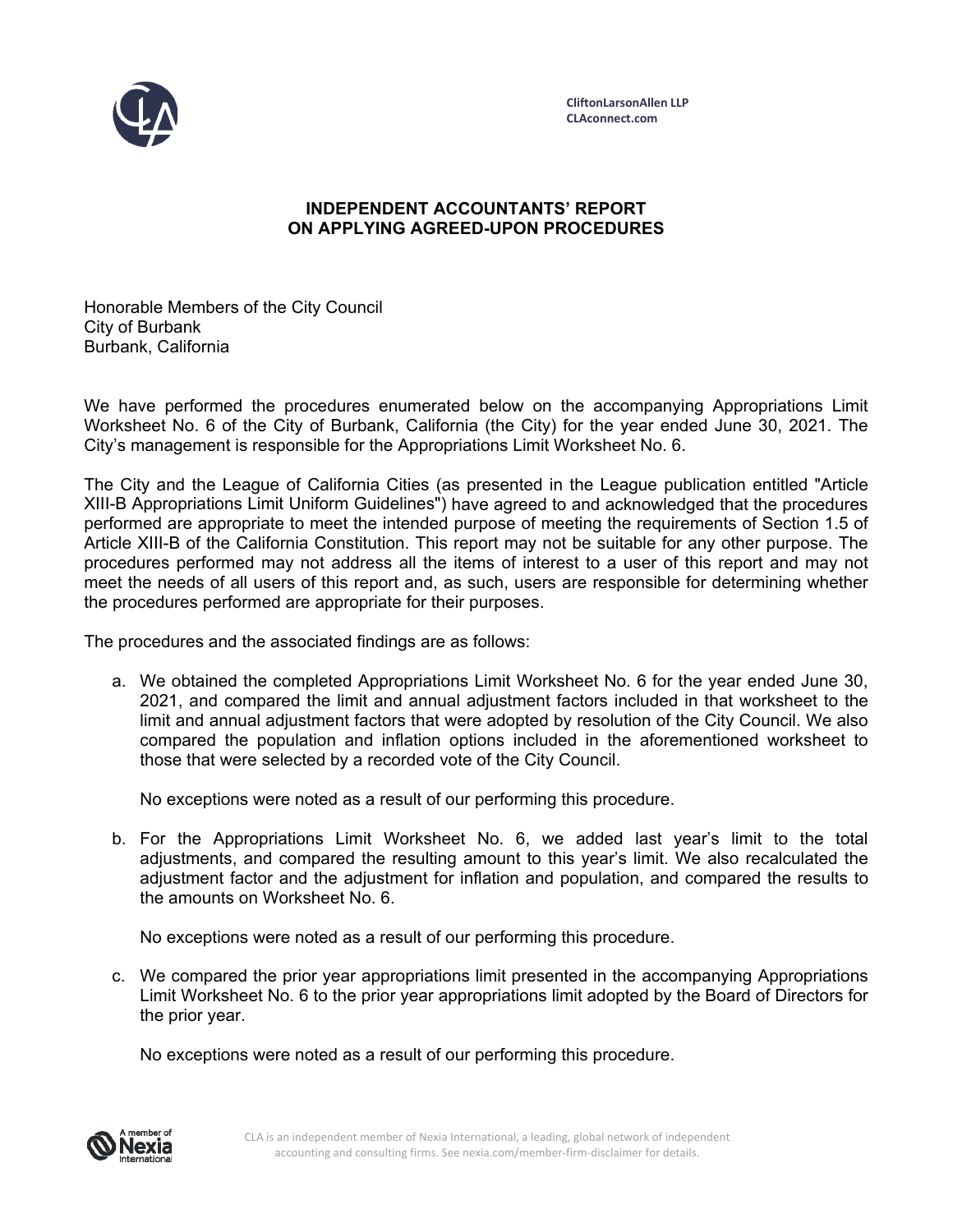CliftonLarsonAllen LLP
CLAconnect.com

# INDEPENDENT ACCOUNTANTS' REPORT ON APPLYING AGREED-UPON PROCEDURES

Honorable Members of the City Council
City of Burbank
Burbank, California

We have performed the procedures enumerated below on the accompanying Appropriations Limit Worksheet No. 6 of the City of Burbank, California (the City) for the year ended June 30, 2021. The City's management is responsible for the Appropriations Limit Worksheet No. 6.

The City and the League of California Cities (as presented in the League publication entitled "Article XIII-B Appropriations Limit Uniform Guidelines") have agreed to and acknowledged that the procedures performed are appropriate to meet the intended purpose of meeting the requirements of Section 1.5 of Article XIII-B of the California Constitution. This report may not be suitable for any other purpose. The procedures performed may not address all the items of interest to a user of this report and may not meet the needs of all users of this report and, as such, users are responsible for determining whether the procedures performed are appropriate for their purposes.

The procedures and the associated findings are as follows:

a. We obtained the completed Appropriations Limit Worksheet No. 6 for the year ended June 30, 2021, and compared the limit and annual adjustment factors included in that worksheet to the limit and annual adjustment factors that were adopted by resolution of the City Council. We also compared the population and inflation options included in the aforementioned worksheet to those that were selected by a recorded vote of the City Council.

   No exceptions were noted as a result of our performing this procedure.

b. For the Appropriations Limit Worksheet No. 6, we added last year's limit to the total adjustments, and compared the resulting amount to this year's limit. We also recalculated the adjustment factor and the adjustment for inflation and population, and compared the results to the amounts on Worksheet No. 6.

   No exceptions were noted as a result of our performing this procedure.

c. We compared the prior year appropriations limit presented in the accompanying Appropriations Limit Worksheet No. 6 to the prior year appropriations limit adopted by the Board of Directors for the prior year.

   No exceptions were noted as a result of our performing this procedure.

CLA is an independent member of Nexia International, a leading, global network of independent accounting and consulting firms. See nexia.com/member-firm-disclaimer for details.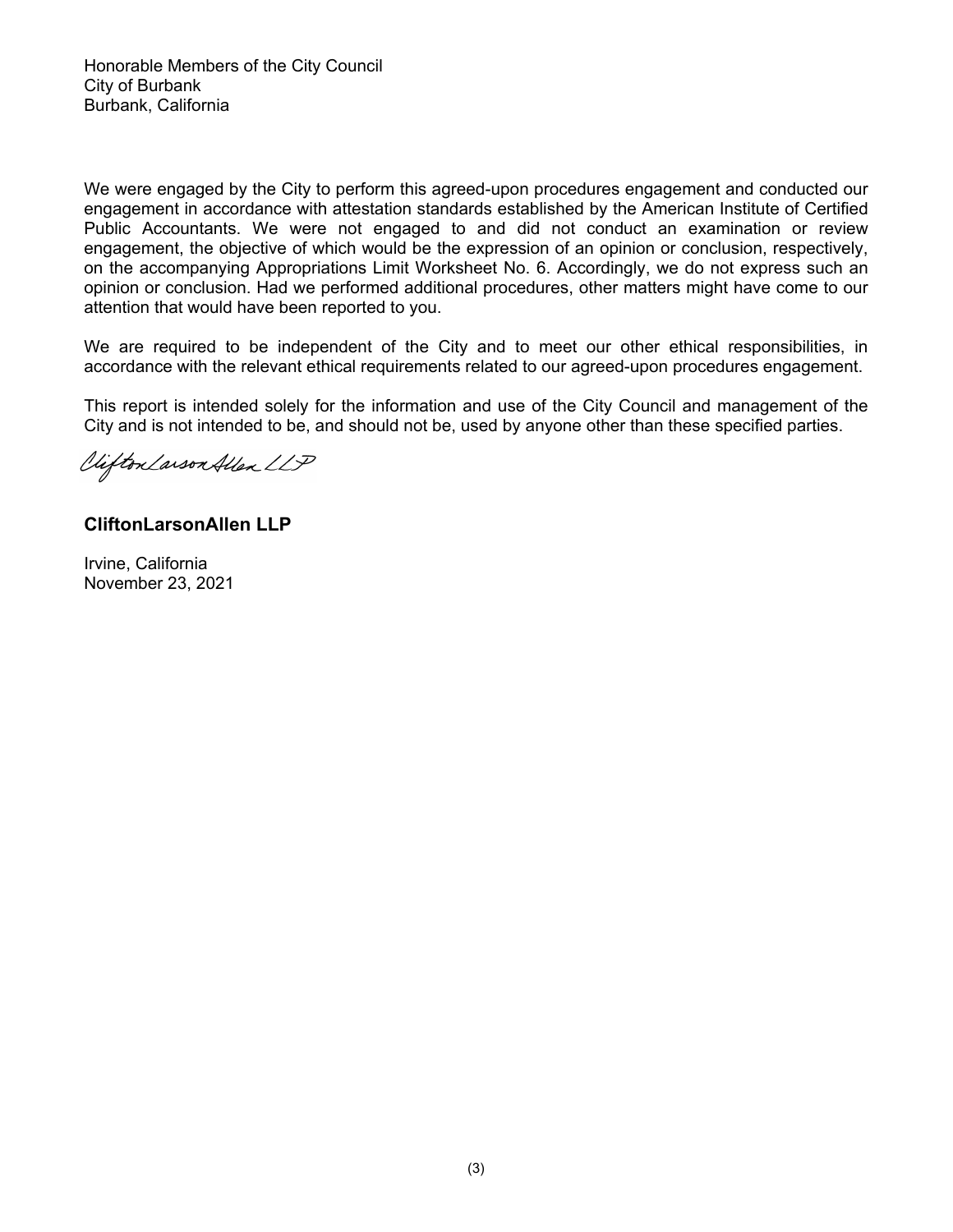Honorable Members of the City Council
City of Burbank
Burbank, California

We were engaged by the City to perform this agreed-upon procedures engagement and conducted our engagement in accordance with attestation standards established by the American Institute of Certified Public Accountants. We were not engaged to and did not conduct an examination or review engagement, the objective of which would be the expression of an opinion or conclusion, respectively, on the accompanying Appropriations Limit Worksheet No. 6. Accordingly, we do not express such an opinion or conclusion. Had we performed additional procedures, other matters might have come to our attention that would have been reported to you.

We are required to be independent of the City and to meet our other ethical responsibilities, in accordance with the relevant ethical requirements related to our agreed-upon procedures engagement.

This report is intended solely for the information and use of the City Council and management of the City and is not intended to be, and should not be, used by anyone other than these specified parties.

CliftonLarsonAllen LLP

**CliftonLarsonAllen LLP**

Irvine, California
November 23, 2021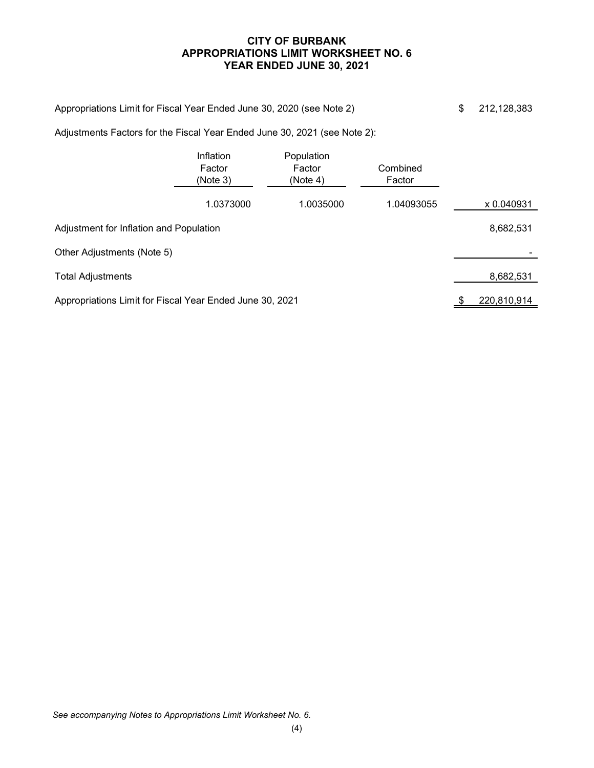# CITY OF BURBANK
## APPROPRIATIONS LIMIT WORKSHEET NO. 6
## YEAR ENDED JUNE 30, 2021

| | | | | |
|---|---|---|---|---|
| Appropriations Limit for Fiscal Year Ended June 30, 2020 (see Note 2) | | | | $ 212,128,383 |
| Adjustments Factors for the Fiscal Year Ended June 30, 2021 (see Note 2): | | | | |
| | Inflation Factor (Note 3) | Population Factor (Note 4) | Combined Factor | |
| | 1.0373000 | 1.0035000 | 1.04093055 | x 0.040931 |
| Adjustment for Inflation and Population | | | | 8,682,531 |
| Other Adjustments (Note 5) | | | | - |
| Total Adjustments | | | | 8,682,531 |
| Appropriations Limit for Fiscal Year Ended June 30, 2021 | | | | $ 220,810,914 |

*See accompanying Notes to Appropriations Limit Worksheet No. 6.*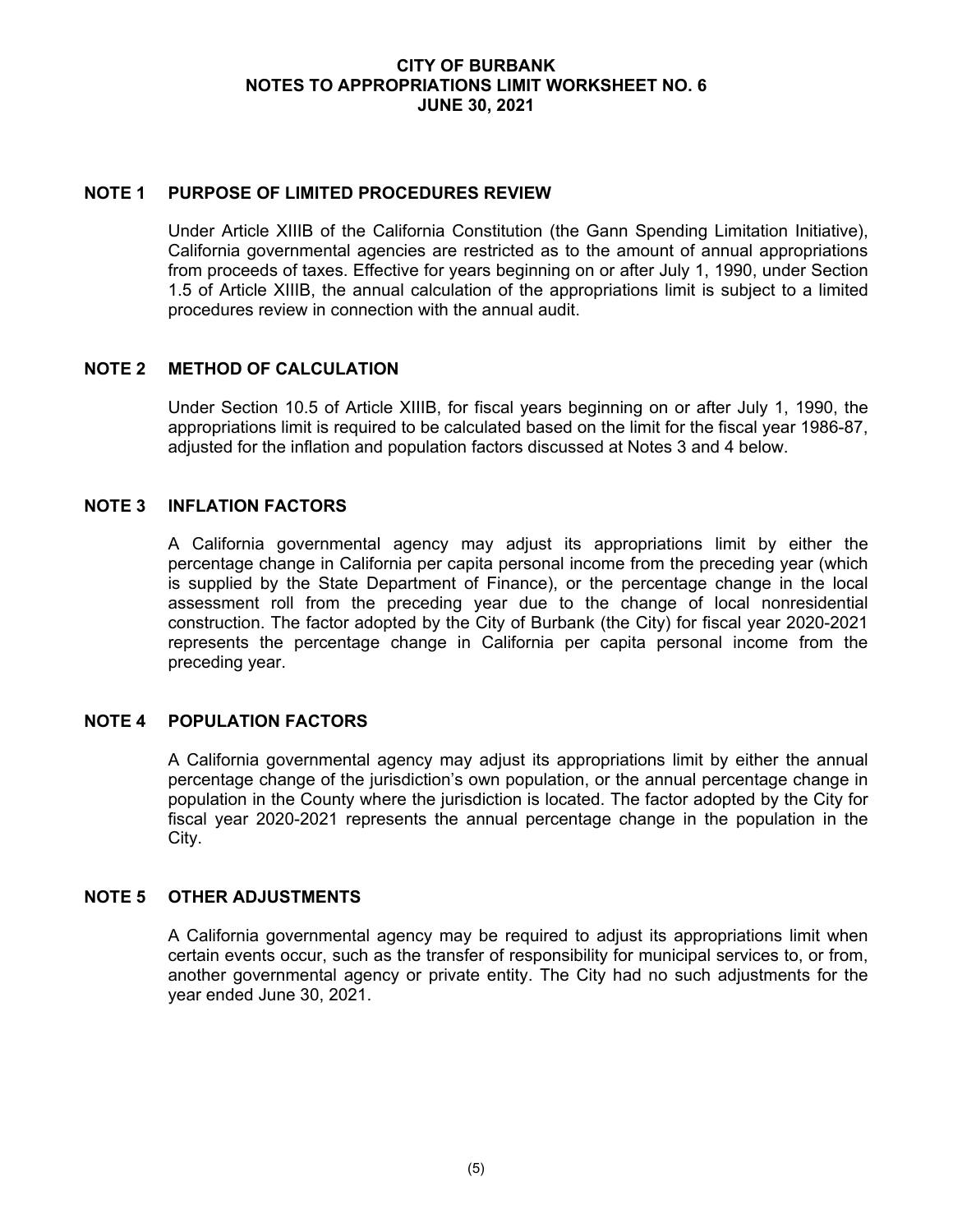# CITY OF BURBANK
## NOTES TO APPROPRIATIONS LIMIT WORKSHEET NO. 6
## JUNE 30, 2021

### NOTE 1 PURPOSE OF LIMITED PROCEDURES REVIEW

Under Article XIIIB of the California Constitution (the Gann Spending Limitation Initiative), California governmental agencies are restricted as to the amount of annual appropriations from proceeds of taxes. Effective for years beginning on or after July 1, 1990, under Section 1.5 of Article XIIIB, the annual calculation of the appropriations limit is subject to a limited procedures review in connection with the annual audit.

### NOTE 2 METHOD OF CALCULATION

Under Section 10.5 of Article XIIIB, for fiscal years beginning on or after July 1, 1990, the appropriations limit is required to be calculated based on the limit for the fiscal year 1986-87, adjusted for the inflation and population factors discussed at Notes 3 and 4 below.

### NOTE 3 INFLATION FACTORS

A California governmental agency may adjust its appropriations limit by either the percentage change in California per capita personal income from the preceding year (which is supplied by the State Department of Finance), or the percentage change in the local assessment roll from the preceding year due to the change of local nonresidential construction. The factor adopted by the City of Burbank (the City) for fiscal year 2020-2021 represents the percentage change in California per capita personal income from the preceding year.

### NOTE 4 POPULATION FACTORS

A California governmental agency may adjust its appropriations limit by either the annual percentage change of the jurisdiction's own population, or the annual percentage change in population in the County where the jurisdiction is located. The factor adopted by the City for fiscal year 2020-2021 represents the annual percentage change in the population in the City.

### NOTE 5 OTHER ADJUSTMENTS

A California governmental agency may be required to adjust its appropriations limit when certain events occur, such as the transfer of responsibility for municipal services to, or from, another governmental agency or private entity. The City had no such adjustments for the year ended June 30, 2021.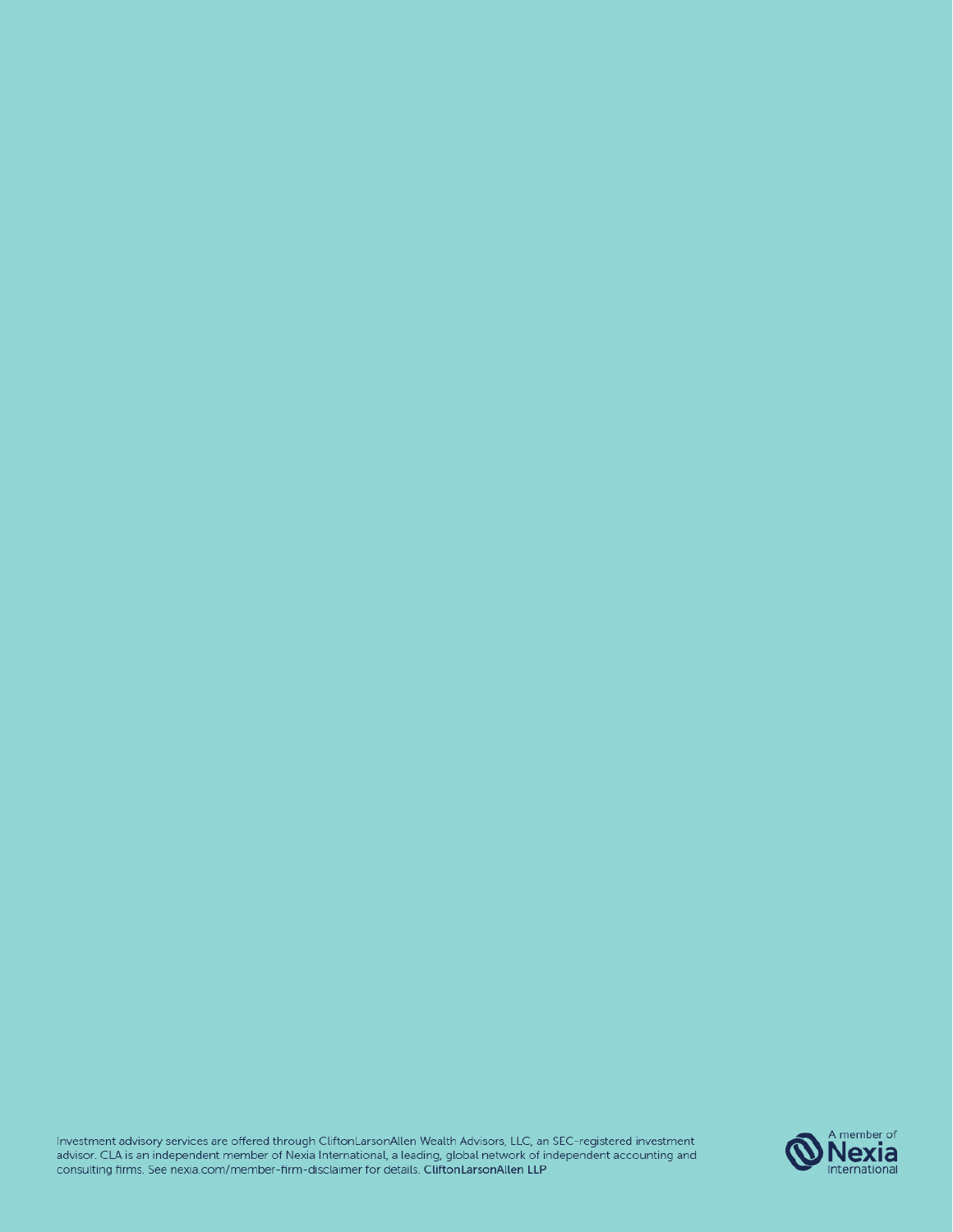Investment advisory services are offered through CliftonLarsonAllen Wealth Advisors, LLC, an SEC-registered investment advisor. CLA is an independent member of Nexia International, a leading, global network of independent accounting and consulting firms. See nexia.com/member-firm-disclaimer for details. **CliftonLarsonAllen LLP**

A member of Nexia International